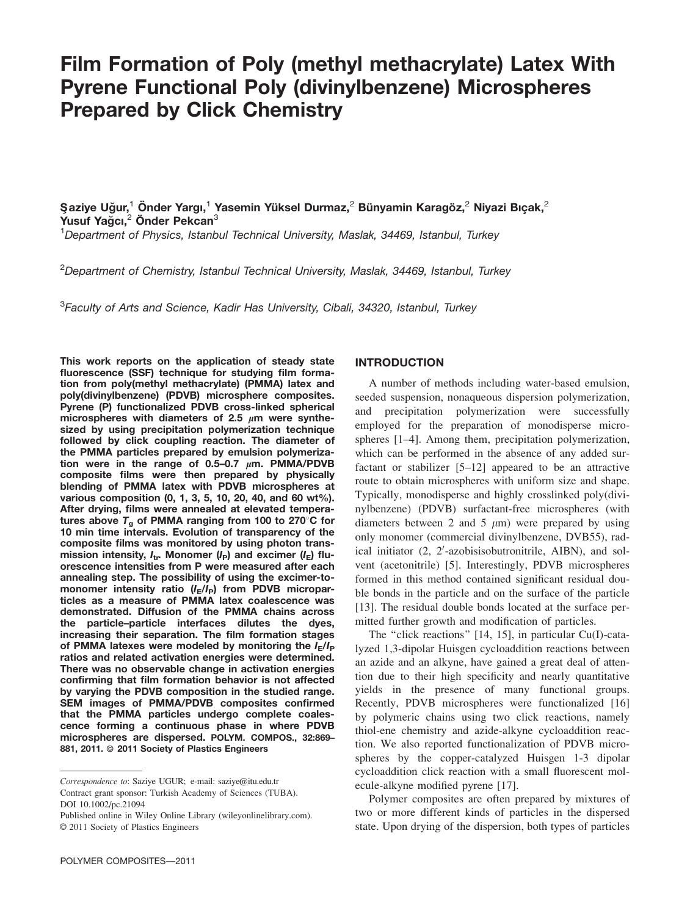# Film Formation of Poly (methyl methacrylate) Latex With Pyrene Functional Poly (divinylbenzene) Microspheres Prepared by Click Chemistry

Şaziye Uğur,[1] Önder Yargı,[1] Yasemin Yüksel Durmaz,[2] Bünyamin Karagöz,[2] Niyazi Bıçak,[2] Yusuf Yağcı,[2] Önder Pekcan[3]

[1]*Department of Physics, Istanbul Technical University, Maslak, 34469, Istanbul, Turkey*

[2]*Department of Chemistry, Istanbul Technical University, Maslak, 34469, Istanbul, Turkey*

[3]*Faculty of Arts and Science, Kadir Has University, Cibali, 34320, Istanbul, Turkey*

**This work reports on the application of steady state fluorescence (SSF) technique for studying film formation from poly(methyl methacrylate) (PMMA) latex and poly(divinylbenzene) (PDVB) microsphere composites. Pyrene (P) functionalized PDVB cross-linked spherical microspheres with diameters of 2.5 μm were synthesized by using precipitation polymerization technique followed by click coupling reaction. The diameter of the PMMA particles prepared by emulsion polymerization were in the range of 0.5–0.7 μm. PMMA/PDVB composite films were then prepared by physically blending of PMMA latex with PDVB microspheres at various composition (0, 1, 3, 5, 10, 20, 40, and 60 wt%). After drying, films were annealed at elevated temperatures above $T_g$ of PMMA ranging from 100 to 270°C for 10 min time intervals. Evolution of transparency of the composite films was monitored by using photon transmission intensity, $I_{tr}$. Monomer ($I_P$) and excimer ($I_E$) fluorescence intensities from P were measured after each annealing step. The possibility of using the excimer-to-monomer intensity ratio ($I_E/I_P$) from PDVB microparticles as a measure of PMMA latex coalescence was demonstrated. Diffusion of the PMMA chains across the particle–particle interfaces dilutes the dyes, increasing their separation. The film formation stages of PMMA latexes were modeled by monitoring the $I_E/I_P$ ratios and related activation energies were determined. There was no observable change in activation energies confirming that film formation behavior is not affected by varying the PDVB composition in the studied range. SEM images of PMMA/PDVB composites confirmed that the PMMA particles undergo complete coalescence forming a continuous phase in where PDVB microspheres are dispersed. POLYM. COMPOS., 32:869–881, 2011. © 2011 Society of Plastics Engineers**

*Correspondence to*: Saziye UGUR; e-mail: saziye@itu.edu.tr
Contract grant sponsor: Turkish Academy of Sciences (TUBA).
DOI 10.1002/pc.21094
Published online in Wiley Online Library (wileyonlinelibrary.com).
© 2011 Society of Plastics Engineers

## INTRODUCTION

A number of methods including water-based emulsion, seeded suspension, nonaqueous dispersion polymerization, and precipitation polymerization were successfully employed for the preparation of monodisperse microspheres [1–4]. Among them, precipitation polymerization, which can be performed in the absence of any added surfactant or stabilizer [5–12] appeared to be an attractive route to obtain microspheres with uniform size and shape. Typically, monodisperse and highly crosslinked poly(divinylbenzene) (PDVB) surfactant-free microspheres (with diameters between 2 and 5 μm) were prepared by using only monomer (commercial divinylbenzene, DVB55), radical initiator (2, 2′-azobisisobutronitrile, AIBN), and solvent (acetonitrile) [5]. Interestingly, PDVB microspheres formed in this method contained significant residual double bonds in the particle and on the surface of the particle [13]. The residual double bonds located at the surface permitted further growth and modification of particles.

The "click reactions" [14, 15], in particular Cu(I)-catalyzed 1,3-dipolar Huisgen cycloaddition reactions between an azide and an alkyne, have gained a great deal of attention due to their high specificity and nearly quantitative yields in the presence of many functional groups. Recently, PDVB microspheres were functionalized [16] by polymeric chains using two click reactions, namely thiol-ene chemistry and azide-alkyne cycloaddition reaction. We also reported functionalization of PDVB microspheres by the copper-catalyzed Huisgen 1-3 dipolar cycloaddition click reaction with a small fluorescent molecule-alkyne modified pyrene [17].

Polymer composites are often prepared by mixtures of two or more different kinds of particles in the dispersed state. Upon drying of the dispersion, both types of particles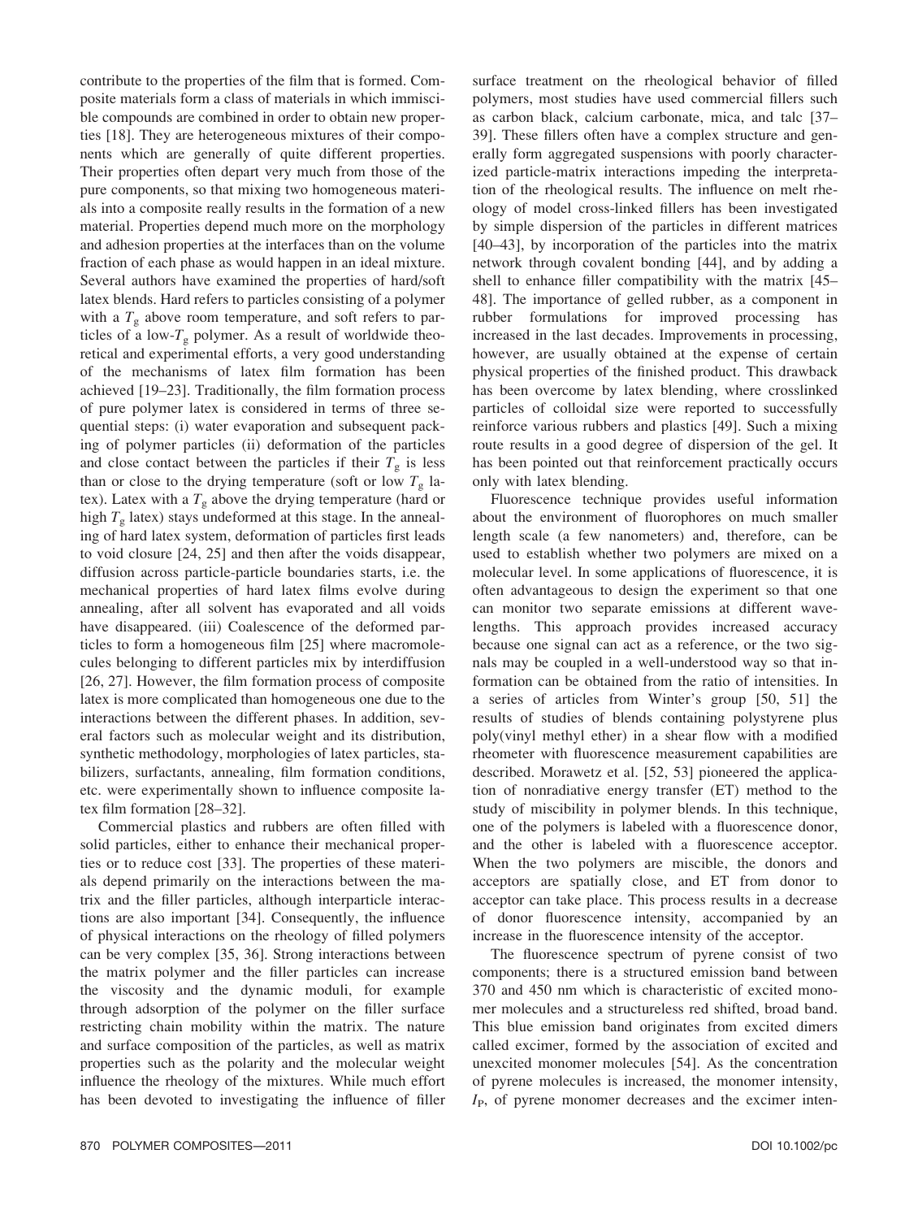contribute to the properties of the film that is formed. Composite materials form a class of materials in which immiscible compounds are combined in order to obtain new properties [18]. They are heterogeneous mixtures of their components which are generally of quite different properties. Their properties often depart very much from those of the pure components, so that mixing two homogeneous materials into a composite really results in the formation of a new material. Properties depend much more on the morphology and adhesion properties at the interfaces than on the volume fraction of each phase as would happen in an ideal mixture. Several authors have examined the properties of hard/soft latex blends. Hard refers to particles consisting of a polymer with a $T_g$ above room temperature, and soft refers to particles of a low-$T_g$ polymer. As a result of worldwide theoretical and experimental efforts, a very good understanding of the mechanisms of latex film formation has been achieved [19–23]. Traditionally, the film formation process of pure polymer latex is considered in terms of three sequential steps: (i) water evaporation and subsequent packing of polymer particles (ii) deformation of the particles and close contact between the particles if their $T_g$ is less than or close to the drying temperature (soft or low $T_g$ latex). Latex with a $T_g$ above the drying temperature (hard or high $T_g$ latex) stays undeformed at this stage. In the annealing of hard latex system, deformation of particles first leads to void closure [24, 25] and then after the voids disappear, diffusion across particle-particle boundaries starts, i.e. the mechanical properties of hard latex films evolve during annealing, after all solvent has evaporated and all voids have disappeared. (iii) Coalescence of the deformed particles to form a homogeneous film [25] where macromolecules belonging to different particles mix by interdiffusion [26, 27]. However, the film formation process of composite latex is more complicated than homogeneous one due to the interactions between the different phases. In addition, several factors such as molecular weight and its distribution, synthetic methodology, morphologies of latex particles, stabilizers, surfactants, annealing, film formation conditions, etc. were experimentally shown to influence composite latex film formation [28–32].

Commercial plastics and rubbers are often filled with solid particles, either to enhance their mechanical properties or to reduce cost [33]. The properties of these materials depend primarily on the interactions between the matrix and the filler particles, although interparticle interactions are also important [34]. Consequently, the influence of physical interactions on the rheology of filled polymers can be very complex [35, 36]. Strong interactions between the matrix polymer and the filler particles can increase the viscosity and the dynamic moduli, for example through adsorption of the polymer on the filler surface restricting chain mobility within the matrix. The nature and surface composition of the particles, as well as matrix properties such as the polarity and the molecular weight influence the rheology of the mixtures. While much effort has been devoted to investigating the influence of filler surface treatment on the rheological behavior of filled polymers, most studies have used commercial fillers such as carbon black, calcium carbonate, mica, and talc [37–39]. These fillers often have a complex structure and generally form aggregated suspensions with poorly characterized particle-matrix interactions impeding the interpretation of the rheological results. The influence on melt rheology of model cross-linked fillers has been investigated by simple dispersion of the particles in different matrices [40–43], by incorporation of the particles into the matrix network through covalent bonding [44], and by adding a shell to enhance filler compatibility with the matrix [45–48]. The importance of gelled rubber, as a component in rubber formulations for improved processing has increased in the last decades. Improvements in processing, however, are usually obtained at the expense of certain physical properties of the finished product. This drawback has been overcome by latex blending, where crosslinked particles of colloidal size were reported to successfully reinforce various rubbers and plastics [49]. Such a mixing route results in a good degree of dispersion of the gel. It has been pointed out that reinforcement practically occurs only with latex blending.

Fluorescence technique provides useful information about the environment of fluorophores on much smaller length scale (a few nanometers) and, therefore, can be used to establish whether two polymers are mixed on a molecular level. In some applications of fluorescence, it is often advantageous to design the experiment so that one can monitor two separate emissions at different wavelengths. This approach provides increased accuracy because one signal can act as a reference, or the two signals may be coupled in a well-understood way so that information can be obtained from the ratio of intensities. In a series of articles from Winter's group [50, 51] the results of studies of blends containing polystyrene plus poly(vinyl methyl ether) in a shear flow with a modified rheometer with fluorescence measurement capabilities are described. Morawetz et al. [52, 53] pioneered the application of nonradiative energy transfer (ET) method to the study of miscibility in polymer blends. In this technique, one of the polymers is labeled with a fluorescence donor, and the other is labeled with a fluorescence acceptor. When the two polymers are miscible, the donors and acceptors are spatially close, and ET from donor to acceptor can take place. This process results in a decrease of donor fluorescence intensity, accompanied by an increase in the fluorescence intensity of the acceptor.

The fluorescence spectrum of pyrene consist of two components; there is a structured emission band between 370 and 450 nm which is characteristic of excited monomer molecules and a structureless red shifted, broad band. This blue emission band originates from excited dimers called excimer, formed by the association of excited and unexcited monomer molecules [54]. As the concentration of pyrene molecules is increased, the monomer intensity, $I_P$, of pyrene monomer decreases and the excimer inten-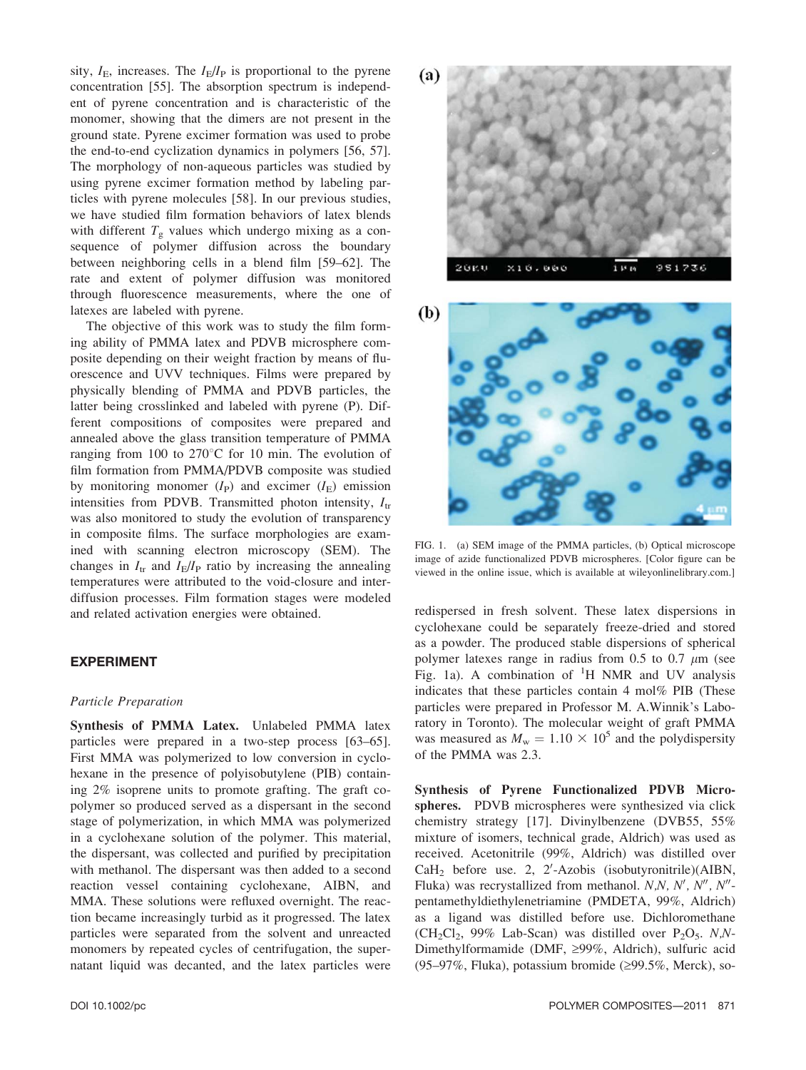sity, $I_E$, increases. The $I_E/I_P$ is proportional to the pyrene concentration [55]. The absorption spectrum is independent of pyrene concentration and is characteristic of the monomer, showing that the dimers are not present in the ground state. Pyrene excimer formation was used to probe the end-to-end cyclization dynamics in polymers [56, 57]. The morphology of non-aqueous particles was studied by using pyrene excimer formation method by labeling particles with pyrene molecules [58]. In our previous studies, we have studied film formation behaviors of latex blends with different $T_g$ values which undergo mixing as a consequence of polymer diffusion across the boundary between neighboring cells in a blend film [59–62]. The rate and extent of polymer diffusion was monitored through fluorescence measurements, where the one of latexes are labeled with pyrene.

The objective of this work was to study the film forming ability of PMMA latex and PDVB microsphere composite depending on their weight fraction by means of fluorescence and UVV techniques. Films were prepared by physically blending of PMMA and PDVB particles, the latter being crosslinked and labeled with pyrene (P). Different compositions of composites were prepared and annealed above the glass transition temperature of PMMA ranging from 100 to 270°C for 10 min. The evolution of film formation from PMMA/PDVB composite was studied by monitoring monomer ($I_P$) and excimer ($I_E$) emission intensities from PDVB. Transmitted photon intensity, $I_{tr}$ was also monitored to study the evolution of transparency in composite films. The surface morphologies are examined with scanning electron microscopy (SEM). The changes in $I_{tr}$ and $I_E/I_P$ ratio by increasing the annealing temperatures were attributed to the void-closure and interdiffusion processes. Film formation stages were modeled and related activation energies were obtained.

## EXPERIMENT

### *Particle Preparation*

**Synthesis of PMMA Latex.** Unlabeled PMMA latex particles were prepared in a two-step process [63–65]. First MMA was polymerized to low conversion in cyclohexane in the presence of polyisobutylene (PIB) containing 2% isoprene units to promote grafting. The graft copolymer so produced served as a dispersant in the second stage of polymerization, in which MMA was polymerized in a cyclohexane solution of the polymer. This material, the dispersant, was collected and purified by precipitation with methanol. The dispersant was then added to a second reaction vessel containing cyclohexane, AIBN, and MMA. These solutions were refluxed overnight. The reaction became increasingly turbid as it progressed. The latex particles were separated from the solvent and unreacted monomers by repeated cycles of centrifugation, the supernatant liquid was decanted, and the latex particles were redispersed in fresh solvent. These latex dispersions in cyclohexane could be separately freeze-dried and stored as a powder. The produced stable dispersions of spherical polymer latexes range in radius from 0.5 to 0.7 $\mu$m (see Fig. 1a). A combination of $^1$H NMR and UV analysis indicates that these particles contain 4 mol% PIB (These particles were prepared in Professor M. A.Winnik's Laboratory in Toronto). The molecular weight of graft PMMA was measured as $M_w = 1.10 \times 10^5$ and the polydispersity of the PMMA was 2.3.

FIG. 1. (a) SEM image of the PMMA particles, (b) Optical microscope image of azide functionalized PDVB microspheres. [Color figure can be viewed in the online issue, which is available at wileyonlinelibrary.com.]

**Synthesis of Pyrene Functionalized PDVB Microspheres.** PDVB microspheres were synthesized via click chemistry strategy [17]. Divinylbenzene (DVB55, 55% mixture of isomers, technical grade, Aldrich) was used as received. Acetonitrile (99%, Aldrich) was distilled over $CaH_2$ before use. 2, 2′-Azobis (isobutyronitrile)(AIBN, Fluka) was recrystallized from methanol. *N,N, N′, N″, N″*-pentamethyldiethylenetriamine (PMDETA, 99%, Aldrich) as a ligand was distilled before use. Dichloromethane ($CH_2Cl_2$, 99% Lab-Scan) was distilled over $P_2O_5$. *N,N*-Dimethylformamide (DMF, ≥99%, Aldrich), sulfuric acid (95–97%, Fluka), potassium bromide (≥99.5%, Merck), so-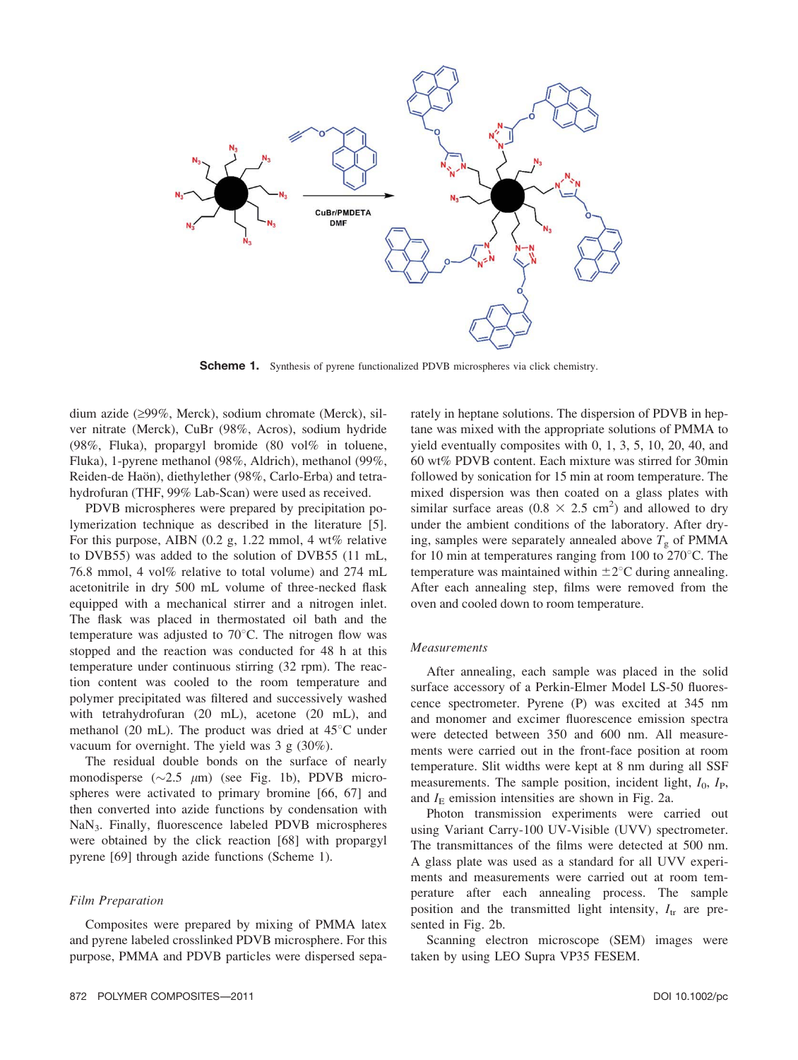Scheme 1. Synthesis of pyrene functionalized PDVB microspheres via click chemistry.

dium azide (≥99%, Merck), sodium chromate (Merck), silver nitrate (Merck), CuBr (98%, Acros), sodium hydride (98%, Fluka), propargyl bromide (80 vol% in toluene, Fluka), 1-pyrene methanol (98%, Aldrich), methanol (99%, Reiden-de Haön), diethylether (98%, Carlo-Erba) and tetrahydrofuran (THF, 99% Lab-Scan) were used as received.

PDVB microspheres were prepared by precipitation polymerization technique as described in the literature [5]. For this purpose, AIBN (0.2 g, 1.22 mmol, 4 wt% relative to DVB55) was added to the solution of DVB55 (11 mL, 76.8 mmol, 4 vol% relative to total volume) and 274 mL acetonitrile in dry 500 mL volume of three-necked flask equipped with a mechanical stirrer and a nitrogen inlet. The flask was placed in thermostated oil bath and the temperature was adjusted to 70°C. The nitrogen flow was stopped and the reaction was conducted for 48 h at this temperature under continuous stirring (32 rpm). The reaction content was cooled to the room temperature and polymer precipitated was filtered and successively washed with tetrahydrofuran (20 mL), acetone (20 mL), and methanol (20 mL). The product was dried at 45°C under vacuum for overnight. The yield was 3 g (30%).

The residual double bonds on the surface of nearly monodisperse (~2.5 $\mu$m) (see Fig. 1b), PDVB microspheres were activated to primary bromine [66, 67] and then converted into azide functions by condensation with $NaN_3$. Finally, fluorescence labeled PDVB microspheres were obtained by the click reaction [68] with propargyl pyrene [69] through azide functions (Scheme 1).

### *Film Preparation*

Composites were prepared by mixing of PMMA latex and pyrene labeled crosslinked PDVB microsphere. For this purpose, PMMA and PDVB particles were dispersed separately in heptane solutions. The dispersion of PDVB in heptane was mixed with the appropriate solutions of PMMA to yield eventually composites with 0, 1, 3, 5, 10, 20, 40, and 60 wt% PDVB content. Each mixture was stirred for 30min followed by sonication for 15 min at room temperature. The mixed dispersion was then coated on a glass plates with similar surface areas (0.8 × 2.5 cm$^2$) and allowed to dry under the ambient conditions of the laboratory. After drying, samples were separately annealed above $T_g$ of PMMA for 10 min at temperatures ranging from 100 to 270°C. The temperature was maintained within ±2°C during annealing. After each annealing step, films were removed from the oven and cooled down to room temperature.

### *Measurements*

After annealing, each sample was placed in the solid surface accessory of a Perkin-Elmer Model LS-50 fluorescence spectrometer. Pyrene (P) was excited at 345 nm and monomer and excimer fluorescence emission spectra were detected between 350 and 600 nm. All measurements were carried out in the front-face position at room temperature. Slit widths were kept at 8 nm during all SSF measurements. The sample position, incident light, $I_0$, $I_P$, and $I_E$ emission intensities are shown in Fig. 2a.

Photon transmission experiments were carried out using Variant Carry-100 UV-Visible (UVV) spectrometer. The transmittances of the films were detected at 500 nm. A glass plate was used as a standard for all UVV experiments and measurements were carried out at room temperature after each annealing process. The sample position and the transmitted light intensity, $I_{tr}$ are presented in Fig. 2b.

Scanning electron microscope (SEM) images were taken by using LEO Supra VP35 FESEM.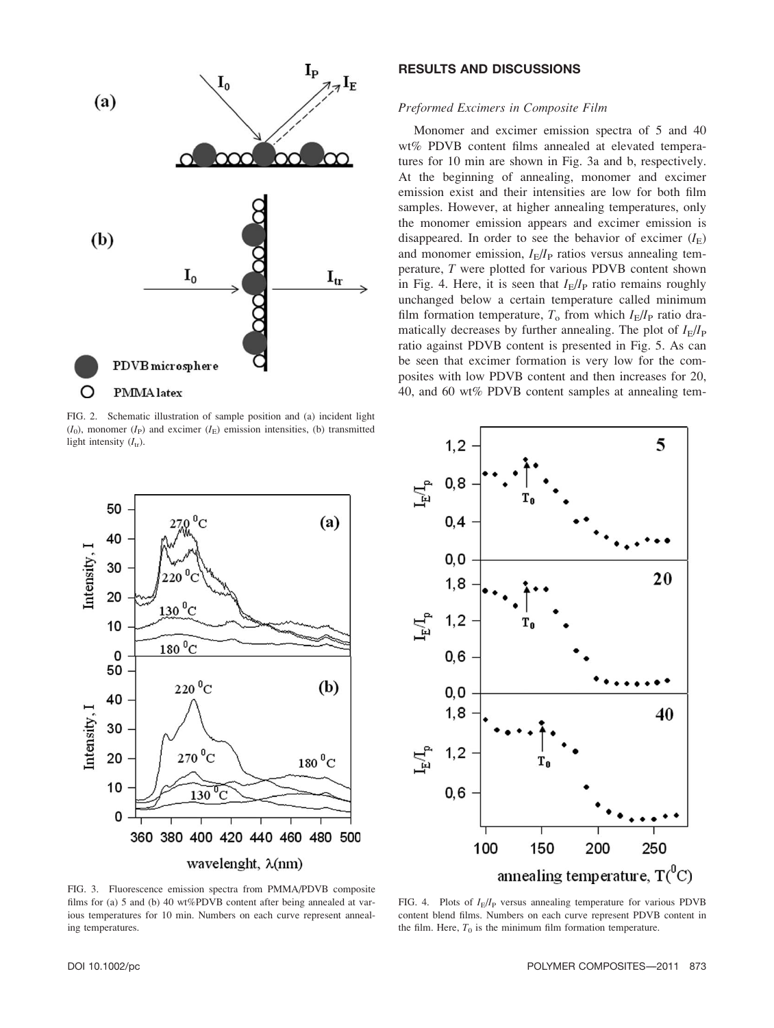FIG. 2. Schematic illustration of sample position and (a) incident light ($I_0$), monomer ($I_P$) and excimer ($I_E$) emission intensities, (b) transmitted light intensity ($I_{tr}$).

FIG. 3. Fluorescence emission spectra from PMMA/PDVB composite films for (a) 5 and (b) 40 wt%PDVB content after being annealed at various temperatures for 10 min. Numbers on each curve represent annealing temperatures.

## RESULTS AND DISCUSSIONS

### *Preformed Excimers in Composite Film*

Monomer and excimer emission spectra of 5 and 40 wt% PDVB content films annealed at elevated temperatures for 10 min are shown in Fig. 3a and b, respectively. At the beginning of annealing, monomer and excimer emission exist and their intensities are low for both film samples. However, at higher annealing temperatures, only the monomer emission appears and excimer emission is disappeared. In order to see the behavior of excimer ($I_E$) and monomer emission, $I_E/I_P$ ratios versus annealing temperature, $T$ were plotted for various PDVB content shown in Fig. 4. Here, it is seen that $I_E/I_P$ ratio remains roughly unchanged below a certain temperature called minimum film formation temperature, $T_o$ from which $I_E/I_P$ ratio dramatically decreases by further annealing. The plot of $I_E/I_P$ ratio against PDVB content is presented in Fig. 5. As can be seen that excimer formation is very low for the composites with low PDVB content and then increases for 20, 40, and 60 wt% PDVB content samples at annealing tem-

FIG. 4. Plots of $I_E/I_P$ versus annealing temperature for various PDVB content blend films. Numbers on each curve represent PDVB content in the film. Here, $T_0$ is the minimum film formation temperature.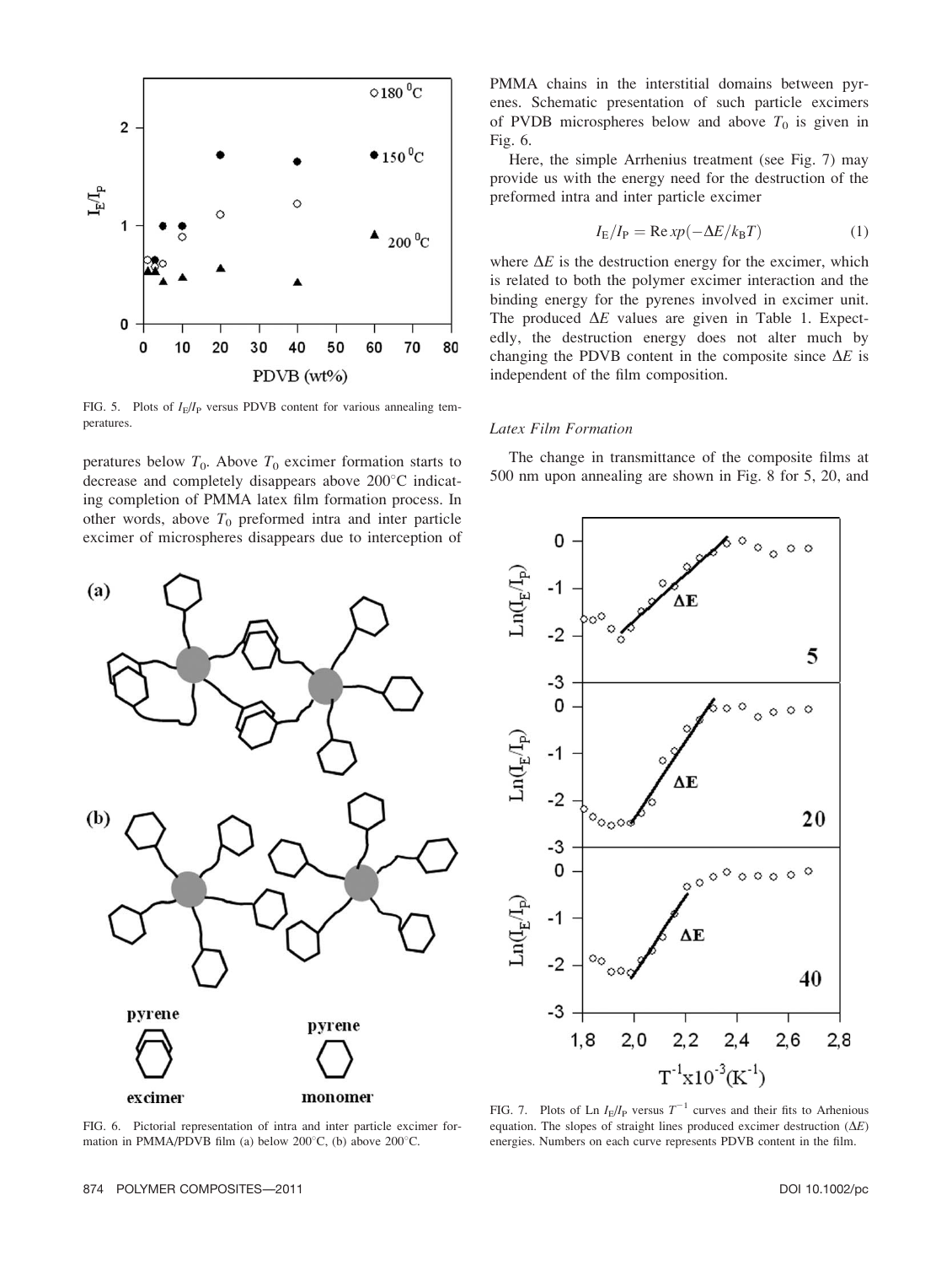FIG. 5. Plots of $I_E/I_P$ versus PDVB content for various annealing temperatures.

peratures below $T_0$. Above $T_0$ excimer formation starts to decrease and completely disappears above 200°C indicating completion of PMMA latex film formation process. In other words, above $T_0$ preformed intra and inter particle excimer of microspheres disappears due to interception of PMMA chains in the interstitial domains between pyrenes. Schematic presentation of such particle excimers of PVDB microspheres below and above $T_0$ is given in Fig. 6.

Here, the simple Arrhenius treatment (see Fig. 7) may provide us with the energy need for the destruction of the preformed intra and inter particle excimer

$$I_E/I_P = \mathrm{Re}\,xp(-\Delta E/k_B T) \tag{1}$$

where $\Delta E$ is the destruction energy for the excimer, which is related to both the polymer excimer interaction and the binding energy for the pyrenes involved in excimer unit. The produced $\Delta E$ values are given in Table 1. Expectedly, the destruction energy does not alter much by changing the PDVB content in the composite since $\Delta E$ is independent of the film composition.

### Latex Film Formation

The change in transmittance of the composite films at 500 nm upon annealing are shown in Fig. 8 for 5, 20, and

FIG. 6. Pictorial representation of intra and inter particle excimer formation in PMMA/PDVB film (a) below 200°C, (b) above 200°C.

FIG. 7. Plots of Ln $I_E/I_P$ versus $T^{-1}$ curves and their fits to Arrhenious equation. The slopes of straight lines produced excimer destruction ($\Delta E$) energies. Numbers on each curve represents PDVB content in the film.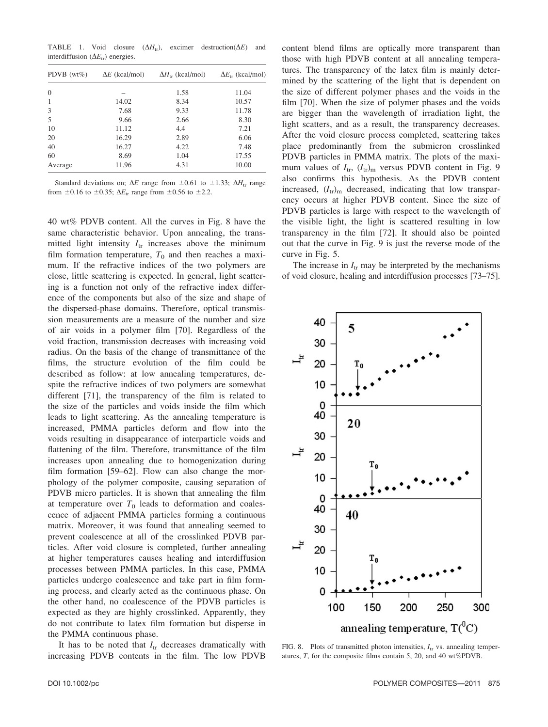TABLE 1. Void closure ($\Delta H_{tr}$), excimer destruction($\Delta E$) and interdiffusion ($\Delta E_{tr}$) energies.

| PDVB (wt%) | $\Delta E$ (kcal/mol) | $\Delta H_{tr}$ (kcal/mol) | $\Delta E_{tr}$ (kcal/mol) |
|---|---|---|---|
| 0 | – | 1.58 | 11.04 |
| 1 | 14.02 | 8.34 | 10.57 |
| 3 | 7.68 | 9.33 | 11.78 |
| 5 | 9.66 | 2.66 | 8.30 |
| 10 | 11.12 | 4.4 | 7.21 |
| 20 | 16.29 | 2.89 | 6.06 |
| 40 | 16.27 | 4.22 | 7.48 |
| 60 | 8.69 | 1.04 | 17.55 |
| Average | 11.96 | 4.31 | 10.00 |

Standard deviations on; $\Delta E$ range from $\pm 0.61$ to $\pm 1.33$; $\Delta H_{tr}$ range from $\pm 0.16$ to $\pm 0.35$; $\Delta E_{tr}$ range from $\pm 0.56$ to $\pm 2.2$.

40 wt% PDVB content. All the curves in Fig. 8 have the same characteristic behavior. Upon annealing, the transmitted light intensity $I_{tr}$ increases above the minimum film formation temperature, $T_0$ and then reaches a maximum. If the refractive indices of the two polymers are close, little scattering is expected. In general, light scattering is a function not only of the refractive index difference of the components but also of the size and shape of the dispersed-phase domains. Therefore, optical transmission measurements are a measure of the number and size of air voids in a polymer film [70]. Regardless of the void fraction, transmission decreases with increasing void radius. On the basis of the change of transmittance of the films, the structure evolution of the film could be described as follow: at low annealing temperatures, despite the refractive indices of two polymers are somewhat different [71], the transparency of the film is related to the size of the particles and voids inside the film which leads to light scattering. As the annealing temperature is increased, PMMA particles deform and flow into the voids resulting in disappearance of interparticle voids and flattening of the film. Therefore, transmittance of the film increases upon annealing due to homogenization during film formation [59–62]. Flow can also change the morphology of the polymer composite, causing separation of PDVB micro particles. It is shown that annealing the film at temperature over $T_0$ leads to deformation and coalescence of adjacent PMMA particles forming a continuous matrix. Moreover, it was found that annealing seemed to prevent coalescence at all of the crosslinked PDVB particles. After void closure is completed, further annealing at higher temperatures causes healing and interdiffusion processes between PMMA particles. In this case, PMMA particles undergo coalescence and take part in film forming process, and clearly acted as the continuous phase. On the other hand, no coalescence of the PDVB particles is expected as they are highly crosslinked. Apparently, they do not contribute to latex film formation but disperse in the PMMA continuous phase.

It has to be noted that $I_{tr}$ decreases dramatically with increasing PDVB contents in the film. The low PDVB content blend films are optically more transparent than those with high PDVB content at all annealing temperatures. The transparency of the latex film is mainly determined by the scattering of the light that is dependent on the size of different polymer phases and the voids in the film [70]. When the size of polymer phases and the voids are bigger than the wavelength of irradiation light, the light scatters, and as a result, the transparency decreases. After the void closure process completed, scattering takes place predominantly from the submicron crosslinked PDVB particles in PMMA matrix. The plots of the maximum values of $I_{tr}$, $(I_{tr})_m$ versus PDVB content in Fig. 9 also confirms this hypothesis. As the PDVB content increased, $(I_{tr})_m$ decreased, indicating that low transparency occurs at higher PDVB content. Since the size of PDVB particles is large with respect to the wavelength of the visible light, the light is scattered resulting in low transparency in the film [72]. It should also be pointed out that the curve in Fig. 9 is just the reverse mode of the curve in Fig. 5.

The increase in $I_{tr}$ may be interpreted by the mechanisms of void closure, healing and interdiffusion processes [73–75].

FIG. 8. Plots of transmitted photon intensities, $I_{tr}$ vs. annealing temperatures, $T$, for the composite films contain 5, 20, and 40 wt%PDVB.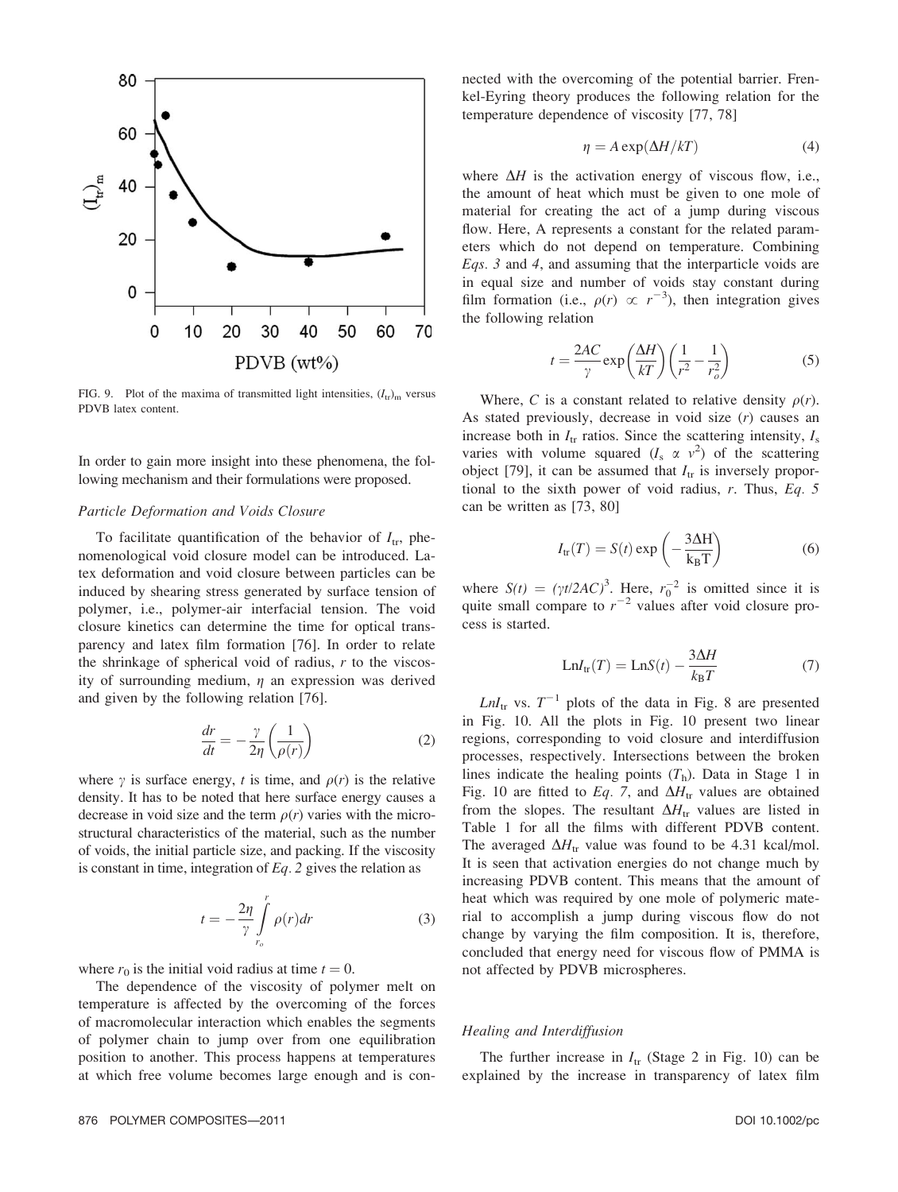FIG. 9. Plot of the maxima of transmitted light intensities, $(I_{tr})_m$ versus PDVB latex content.

In order to gain more insight into these phenomena, the following mechanism and their formulations were proposed.

### *Particle Deformation and Voids Closure*

To facilitate quantification of the behavior of $I_{tr}$, phenomenological void closure model can be introduced. Latex deformation and void closure between particles can be induced by shearing stress generated by surface tension of polymer, i.e., polymer-air interfacial tension. The void closure kinetics can determine the time for optical transparency and latex film formation [76]. In order to relate the shrinkage of spherical void of radius, $r$ to the viscosity of surrounding medium, $\eta$ an expression was derived and given by the following relation [76].

$$\frac{dr}{dt} = -\frac{\gamma}{2\eta}\left(\frac{1}{\rho(r)}\right) \tag{2}$$

where $\gamma$ is surface energy, $t$ is time, and $\rho(r)$ is the relative density. It has to be noted that here surface energy causes a decrease in void size and the term $\rho(r)$ varies with the microstructural characteristics of the material, such as the number of voids, the initial particle size, and packing. If the viscosity is constant in time, integration of *Eq. 2* gives the relation as

$$t = -\frac{2\eta}{\gamma}\int_{r_o}^{r}\rho(r)dr \tag{3}$$

where $r_0$ is the initial void radius at time $t = 0$.

The dependence of the viscosity of polymer melt on temperature is affected by the overcoming of the forces of macromolecular interaction which enables the segments of polymer chain to jump over from one equilibration position to another. This process happens at temperatures at which free volume becomes large enough and is connected with the overcoming of the potential barrier. Frenkel-Eyring theory produces the following relation for the temperature dependence of viscosity [77, 78]

$$\eta = A\exp(\Delta H/kT) \tag{4}$$

where $\Delta H$ is the activation energy of viscous flow, i.e., the amount of heat which must be given to one mole of material for creating the act of a jump during viscous flow. Here, A represents a constant for the related parameters which do not depend on temperature. Combining *Eqs. 3* and *4*, and assuming that the interparticle voids are in equal size and number of voids stay constant during film formation (i.e., $\rho(r) \propto r^{-3}$), then integration gives the following relation

$$t = \frac{2AC}{\gamma}\exp\left(\frac{\Delta H}{kT}\right)\left(\frac{1}{r^2} - \frac{1}{r_o^2}\right) \tag{5}$$

Where, $C$ is a constant related to relative density $\rho(r)$. As stated previously, decrease in void size ($r$) causes an increase both in $I_{tr}$ ratios. Since the scattering intensity, $I_s$ varies with volume squared ($I_s \propto v^2$) of the scattering object [79], it can be assumed that $I_{tr}$ is inversely proportional to the sixth power of void radius, $r$. Thus, *Eq. 5* can be written as [73, 80]

$$I_{tr}(T) = S(t)\exp\left(-\frac{3\Delta H}{k_B T}\right) \tag{6}$$

where $S(t) = (\gamma t/2AC)^3$. Here, $r_0^{-2}$ is omitted since it is quite small compare to $r^{-2}$ values after void closure process is started.

$$\mathrm{Ln}I_{tr}(T) = \mathrm{Ln}S(t) - \frac{3\Delta H}{k_B T} \tag{7}$$

$LnI_{tr}$ vs. $T^{-1}$ plots of the data in Fig. 8 are presented in Fig. 10. All the plots in Fig. 10 present two linear regions, corresponding to void closure and interdiffusion processes, respectively. Intersections between the broken lines indicate the healing points ($T_h$). Data in Stage 1 in Fig. 10 are fitted to *Eq. 7*, and $\Delta H_{tr}$ values are obtained from the slopes. The resultant $\Delta H_{tr}$ values are listed in Table 1 for all the films with different PDVB content. The averaged $\Delta H_{tr}$ value was found to be 4.31 kcal/mol. It is seen that activation energies do not change much by increasing PDVB content. This means that the amount of heat which was required by one mole of polymeric material to accomplish a jump during viscous flow do not change by varying the film composition. It is, therefore, concluded that energy need for viscous flow of PMMA is not affected by PDVB microspheres.

### *Healing and Interdiffusion*

The further increase in $I_{tr}$ (Stage 2 in Fig. 10) can be explained by the increase in transparency of latex film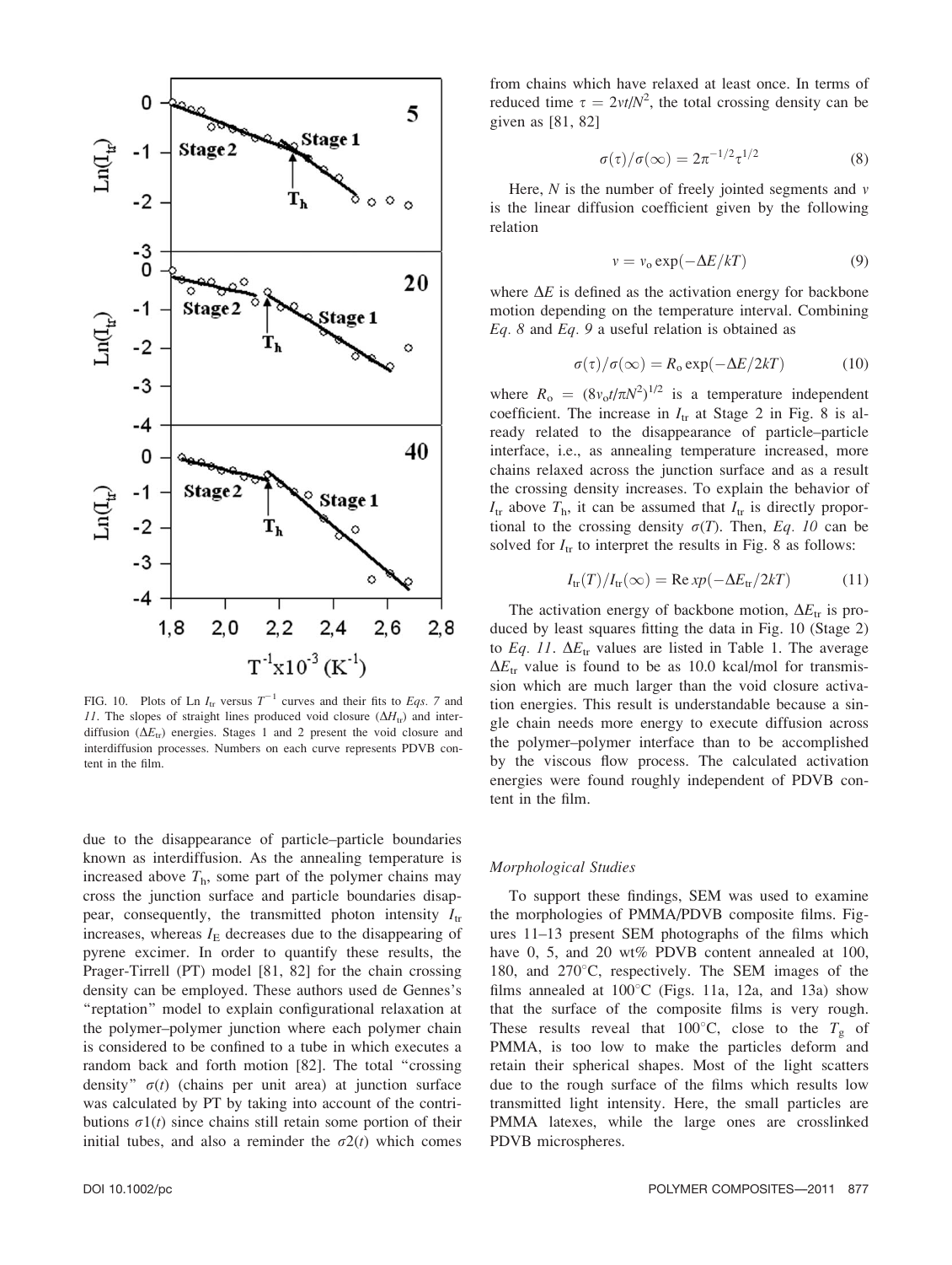FIG. 10. Plots of Ln $I_{tr}$ versus $T^{-1}$ curves and their fits to *Eqs. 7* and *11*. The slopes of straight lines produced void closure ($\Delta H_{tr}$) and interdiffusion ($\Delta E_{tr}$) energies. Stages 1 and 2 present the void closure and interdiffusion processes. Numbers on each curve represents PDVB content in the film.

due to the disappearance of particle–particle boundaries known as interdiffusion. As the annealing temperature is increased above $T_h$, some part of the polymer chains may cross the junction surface and particle boundaries disappear, consequently, the transmitted photon intensity $I_{tr}$ increases, whereas $I_E$ decreases due to the disappearing of pyrene excimer. In order to quantify these results, the Prager-Tirrell (PT) model [81, 82] for the chain crossing density can be employed. These authors used de Gennes's "reptation" model to explain configurational relaxation at the polymer–polymer junction where each polymer chain is considered to be confined to a tube in which executes a random back and forth motion [82]. The total "crossing density" $\sigma(t)$ (chains per unit area) at junction surface was calculated by PT by taking into account of the contributions $\sigma 1(t)$ since chains still retain some portion of their initial tubes, and also a reminder the $\sigma 2(t)$ which comes from chains which have relaxed at least once. In terms of reduced time $\tau = 2vt/N^2$, the total crossing density can be given as [81, 82]

$$\sigma(\tau)/\sigma(\infty) = 2\pi^{-1/2}\tau^{1/2} \tag{8}$$

Here, $N$ is the number of freely jointed segments and $v$ is the linear diffusion coefficient given by the following relation

$$v = v_o \exp(-\Delta E/kT) \tag{9}$$

where $\Delta E$ is defined as the activation energy for backbone motion depending on the temperature interval. Combining *Eq. 8* and *Eq. 9* a useful relation is obtained as

$$\sigma(\tau)/\sigma(\infty) = R_o \exp(-\Delta E/2kT) \tag{10}$$

where $R_o = (8v_o t/\pi N^2)^{1/2}$ is a temperature independent coefficient. The increase in $I_{tr}$ at Stage 2 in Fig. 8 is already related to the disappearance of particle–particle interface, i.e., as annealing temperature increased, more chains relaxed across the junction surface and as a result the crossing density increases. To explain the behavior of $I_{tr}$ above $T_h$, it can be assumed that $I_{tr}$ is directly proportional to the crossing density $\sigma(T)$. Then, *Eq. 10* can be solved for $I_{tr}$ to interpret the results in Fig. 8 as follows:

$$I_{tr}(T)/I_{tr}(\infty) = \mathrm{Re}\,xp(-\Delta E_{tr}/2kT) \tag{11}$$

The activation energy of backbone motion, $\Delta E_{tr}$ is produced by least squares fitting the data in Fig. 10 (Stage 2) to *Eq. 11*. $\Delta E_{tr}$ values are listed in Table 1. The average $\Delta E_{tr}$ value is found to be as 10.0 kcal/mol for transmission which are much larger than the void closure activation energies. This result is understandable because a single chain needs more energy to execute diffusion across the polymer–polymer interface than to be accomplished by the viscous flow process. The calculated activation energies were found roughly independent of PDVB content in the film.

### *Morphological Studies*

To support these findings, SEM was used to examine the morphologies of PMMA/PDVB composite films. Figures 11–13 present SEM photographs of the films which have 0, 5, and 20 wt% PDVB content annealed at 100, 180, and 270°C, respectively. The SEM images of the films annealed at 100°C (Figs. 11a, 12a, and 13a) show that the surface of the composite films is very rough. These results reveal that 100°C, close to the $T_g$ of PMMA, is too low to make the particles deform and retain their spherical shapes. Most of the light scatters due to the rough surface of the films which results low transmitted light intensity. Here, the small particles are PMMA latexes, while the large ones are crosslinked PDVB microspheres.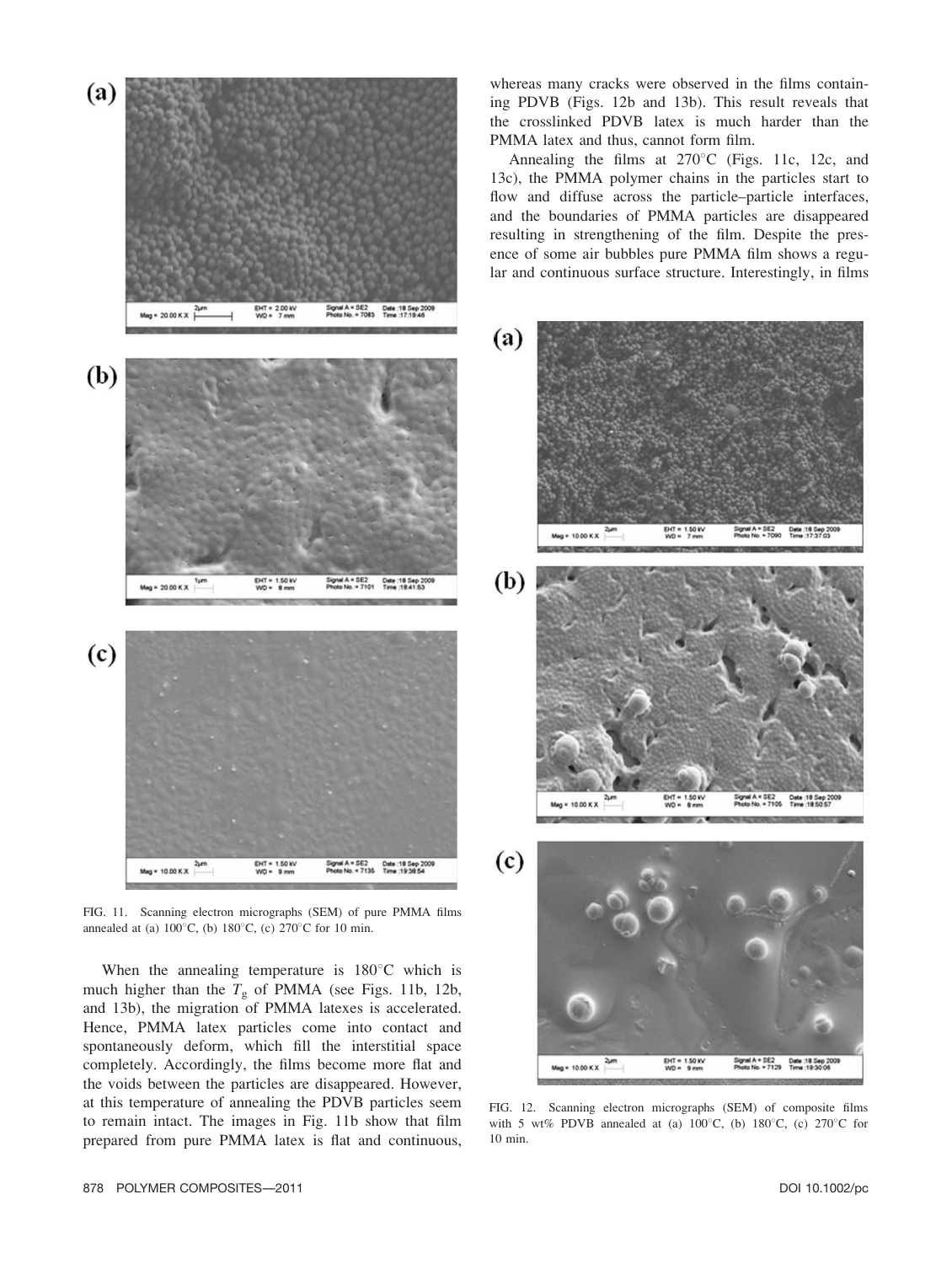FIG. 11. Scanning electron micrographs (SEM) of pure PMMA films annealed at (a) 100°C, (b) 180°C, (c) 270°C for 10 min.

When the annealing temperature is 180°C which is much higher than the $T_g$ of PMMA (see Figs. 11b, 12b, and 13b), the migration of PMMA latexes is accelerated. Hence, PMMA latex particles come into contact and spontaneously deform, which fill the interstitial space completely. Accordingly, the films become more flat and the voids between the particles are disappeared. However, at this temperature of annealing the PDVB particles seem to remain intact. The images in Fig. 11b show that film prepared from pure PMMA latex is flat and continuous, whereas many cracks were observed in the films containing PDVB (Figs. 12b and 13b). This result reveals that the crosslinked PDVB latex is much harder than the PMMA latex and thus, cannot form film.

Annealing the films at 270°C (Figs. 11c, 12c, and 13c), the PMMA polymer chains in the particles start to flow and diffuse across the particle–particle interfaces, and the boundaries of PMMA particles are disappeared resulting in strengthening of the film. Despite the presence of some air bubbles pure PMMA film shows a regular and continuous surface structure. Interestingly, in films

FIG. 12. Scanning electron micrographs (SEM) of composite films with 5 wt% PDVB annealed at (a) 100°C, (b) 180°C, (c) 270°C for 10 min.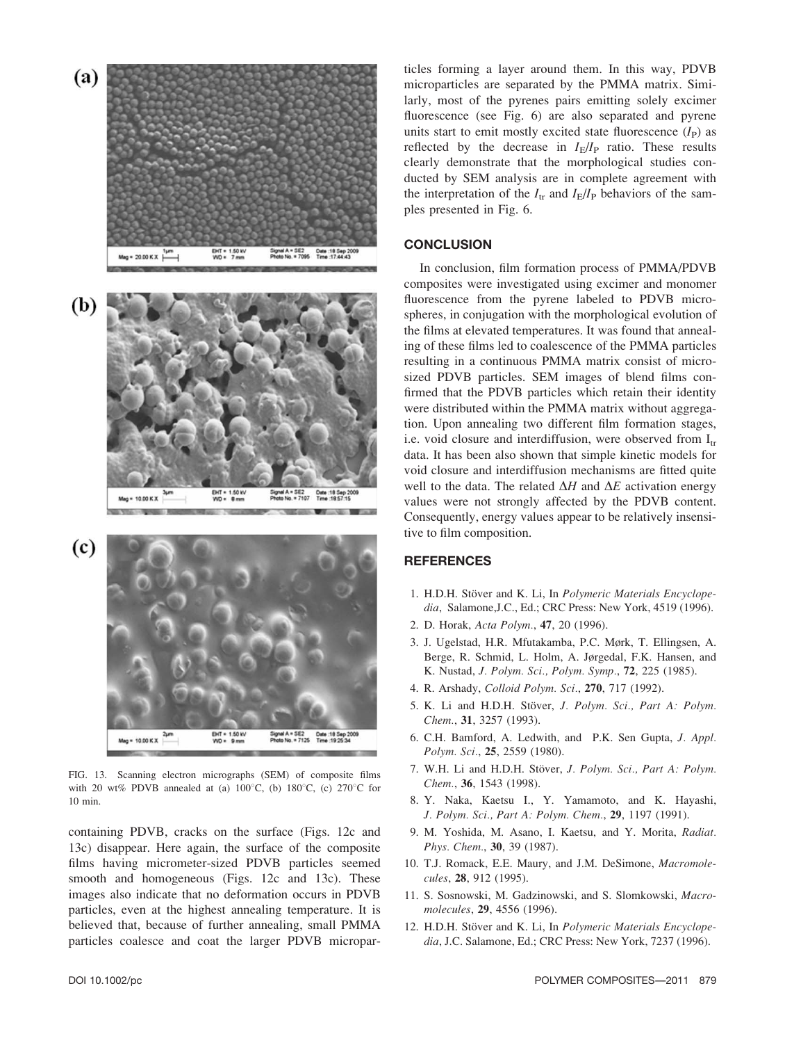FIG. 13. Scanning electron micrographs (SEM) of composite films with 20 wt% PDVB annealed at (a) 100°C, (b) 180°C, (c) 270°C for 10 min.

containing PDVB, cracks on the surface (Figs. 12c and 13c) disappear. Here again, the surface of the composite films having micrometer-sized PDVB particles seemed smooth and homogeneous (Figs. 12c and 13c). These images also indicate that no deformation occurs in PDVB particles, even at the highest annealing temperature. It is believed that, because of further annealing, small PMMA particles coalesce and coat the larger PDVB microparticles forming a layer around them. In this way, PDVB microparticles are separated by the PMMA matrix. Similarly, most of the pyrenes pairs emitting solely excimer fluorescence (see Fig. 6) are also separated and pyrene units start to emit mostly excited state fluorescence ($I_P$) as reflected by the decrease in $I_E/I_P$ ratio. These results clearly demonstrate that the morphological studies conducted by SEM analysis are in complete agreement with the interpretation of the $I_{tr}$ and $I_E/I_P$ behaviors of the samples presented in Fig. 6.

## CONCLUSION

In conclusion, film formation process of PMMA/PDVB composites were investigated using excimer and monomer fluorescence from the pyrene labeled to PDVB microspheres, in conjugation with the morphological evolution of the films at elevated temperatures. It was found that annealing of these films led to coalescence of the PMMA particles resulting in a continuous PMMA matrix consist of micro-sized PDVB particles. SEM images of blend films confirmed that the PDVB particles which retain their identity were distributed within the PMMA matrix without aggregation. Upon annealing two different film formation stages, i.e. void closure and interdiffusion, were observed from $I_{tr}$ data. It has been also shown that simple kinetic models for void closure and interdiffusion mechanisms are fitted quite well to the data. The related $\Delta H$ and $\Delta E$ activation energy values were not strongly affected by the PDVB content. Consequently, energy values appear to be relatively insensitive to film composition.

## REFERENCES

1. H.D.H. Stöver and K. Li, In *Polymeric Materials Encyclopedia*, Salamone,J.C., Ed.; CRC Press: New York, 4519 (1996).
2. D. Horak, *Acta Polym.*, **47**, 20 (1996).
3. J. Ugelstad, H.R. Mfutakamba, P.C. Mørk, T. Ellingsen, A. Berge, R. Schmid, L. Holm, A. Jørgedal, F.K. Hansen, and K. Nustad, *J. Polym. Sci., Polym. Symp.*, **72**, 225 (1985).
4. R. Arshady, *Colloid Polym. Sci.*, **270**, 717 (1992).
5. K. Li and H.D.H. Stöver, *J. Polym. Sci., Part A: Polym. Chem.*, **31**, 3257 (1993).
6. C.H. Bamford, A. Ledwith, and P.K. Sen Gupta, *J. Appl. Polym. Sci.*, **25**, 2559 (1980).
7. W.H. Li and H.D.H. Stöver, *J. Polym. Sci., Part A: Polym. Chem.*, **36**, 1543 (1998).
8. Y. Naka, Kaetsu I., Y. Yamamoto, and K. Hayashi, *J. Polym. Sci., Part A: Polym. Chem.*, **29**, 1197 (1991).
9. M. Yoshida, M. Asano, I. Kaetsu, and Y. Morita, *Radiat. Phys. Chem.*, **30**, 39 (1987).
10. T.J. Romack, E.E. Maury, and J.M. DeSimone, *Macromolecules*, **28**, 912 (1995).
11. S. Sosnowski, M. Gadzinowski, and S. Slomkowski, *Macromolecules*, **29**, 4556 (1996).
12. H.D.H. Stöver and K. Li, In *Polymeric Materials Encyclopedia*, J.C. Salamone, Ed.; CRC Press: New York, 7237 (1996).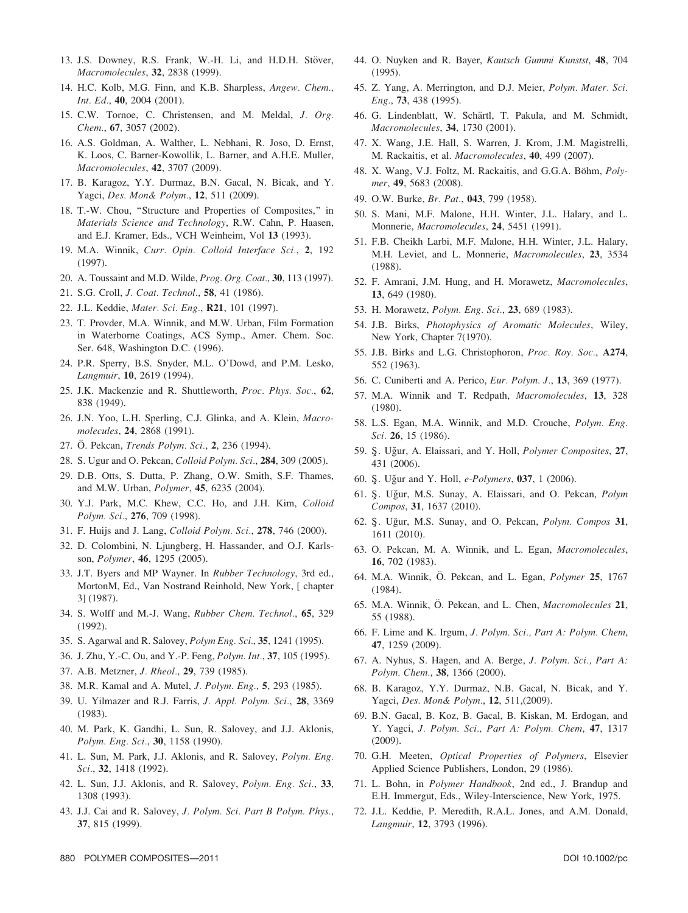13. J.S. Downey, R.S. Frank, W.-H. Li, and H.D.H. Stöver, *Macromolecules*, **32**, 2838 (1999).
14. H.C. Kolb, M.G. Finn, and K.B. Sharpless, *Angew. Chem., Int. Ed.*, **40**, 2004 (2001).
15. C.W. Tornoe, C. Christensen, and M. Meldal, *J. Org. Chem.*, **67**, 3057 (2002).
16. A.S. Goldman, A. Walther, L. Nebhani, R. Joso, D. Ernst, K. Loos, C. Barner-Kowollik, L. Barner, and A.H.E. Muller, *Macromolecules*, **42**, 3707 (2009).
17. B. Karagoz, Y.Y. Durmaz, B.N. Gacal, N. Bicak, and Y. Yagci, *Des. Mon& Polym.*, **12**, 511 (2009).
18. T.-W. Chou, "Structure and Properties of Composites," in *Materials Science and Technology*, R.W. Cahn, P. Haasen, and E.J. Kramer, Eds., VCH Weinheim, Vol **13** (1993).
19. M.A. Winnik, *Curr. Opin. Colloid Interface Sci.*, **2**, 192 (1997).
20. A. Toussaint and M.D. Wilde, *Prog. Org. Coat.*, **30**, 113 (1997).
21. S.G. Croll, *J. Coat. Technol.*, **58**, 41 (1986).
22. J.L. Keddie, *Mater. Sci. Eng.*, **R21**, 101 (1997).
23. T. Provder, M.A. Winnik, and M.W. Urban, Film Formation in Waterborne Coatings, ACS Symp., Amer. Chem. Soc. Ser. 648, Washington D.C. (1996).
24. P.R. Sperry, B.S. Snyder, M.L. O'Dowd, and P.M. Lesko, *Langmuir*, **10**, 2619 (1994).
25. J.K. Mackenzie and R. Shuttleworth, *Proc. Phys. Soc.*, **62**, 838 (1949).
26. J.N. Yoo, L.H. Sperling, C.J. Glinka, and A. Klein, *Macromolecules*, **24**, 2868 (1991).
27. Ö. Pekcan, *Trends Polym. Sci.*, **2**, 236 (1994).
28. S. Ugur and O. Pekcan, *Colloid Polym. Sci.*, **284**, 309 (2005).
29. D.B. Otts, S. Dutta, P. Zhang, O.W. Smith, S.F. Thames, and M.W. Urban, *Polymer*, **45**, 6235 (2004).
30. Y.J. Park, M.C. Khew, C.C. Ho, and J.H. Kim, *Colloid Polym. Sci.*, **276**, 709 (1998).
31. F. Huijs and J. Lang, *Colloid Polym. Sci.*, **278**, 746 (2000).
32. D. Colombini, N. Ljungberg, H. Hassander, and O.J. Karlsson, *Polymer*, **46**, 1295 (2005).
33. J.T. Byers and MP Wayner. In *Rubber Technology*, 3rd ed., MortonM, Ed., Van Nostrand Reinhold, New York, [ chapter 3] (1987).
34. S. Wolff and M.-J. Wang, *Rubber Chem. Technol.*, **65**, 329 (1992).
35. S. Agarwal and R. Salovey, *Polym Eng. Sci.*, **35**, 1241 (1995).
36. J. Zhu, Y.-C. Ou, and Y.-P. Feng, *Polym. Int.*, **37**, 105 (1995).
37. A.B. Metzner, *J. Rheol.*, **29**, 739 (1985).
38. M.R. Kamal and A. Mutel, *J. Polym. Eng.*, **5**, 293 (1985).
39. U. Yilmazer and R.J. Farris, *J. Appl. Polym. Sci.*, **28**, 3369 (1983).
40. M. Park, K. Gandhi, L. Sun, R. Salovey, and J.J. Aklonis, *Polym. Eng. Sci.*, **30**, 1158 (1990).
41. L. Sun, M. Park, J.J. Aklonis, and R. Salovey, *Polym. Eng. Sci.*, **32**, 1418 (1992).
42. L. Sun, J.J. Aklonis, and R. Salovey, *Polym. Eng. Sci.*, **33**, 1308 (1993).
43. J.J. Cai and R. Salovey, *J. Polym. Sci. Part B Polym. Phys.*, **37**, 815 (1999).
44. O. Nuyken and R. Bayer, *Kautsch Gummi Kunstst*, **48**, 704 (1995).
45. Z. Yang, A. Merrington, and D.J. Meier, *Polym. Mater. Sci. Eng.*, **73**, 438 (1995).
46. G. Lindenblatt, W. Schärtl, T. Pakula, and M. Schmidt, *Macromolecules*, **34**, 1730 (2001).
47. X. Wang, J.E. Hall, S. Warren, J. Krom, J.M. Magistrelli, M. Rackaitis, et al. *Macromolecules*, **40**, 499 (2007).
48. X. Wang, V.J. Foltz, M. Rackaitis, and G.G.A. Böhm, *Polymer*, **49**, 5683 (2008).
49. O.W. Burke, *Br. Pat.*, **043**, 799 (1958).
50. S. Mani, M.F. Malone, H.H. Winter, J.L. Halary, and L. Monnerie, *Macromolecules*, **24**, 5451 (1991).
51. F.B. Cheikh Larbi, M.F. Malone, H.H. Winter, J.L. Halary, M.H. Leviet, and L. Monnerie, *Macromolecules*, **23**, 3534 (1988).
52. F. Amrani, J.M. Hung, and H. Morawetz, *Macromolecules*, **13**, 649 (1980).
53. H. Morawetz, *Polym. Eng. Sci.*, **23**, 689 (1983).
54. J.B. Birks, *Photophysics of Aromatic Molecules*, Wiley, New York, Chapter 7(1970).
55. J.B. Birks and L.G. Christophoron, *Proc. Roy. Soc.*, **A274**, 552 (1963).
56. C. Cuniberti and A. Perico, *Eur. Polym. J.*, **13**, 369 (1977).
57. M.A. Winnik and T. Redpath, *Macromolecules*, **13**, 328 (1980).
58. L.S. Egan, M.A. Winnik, and M.D. Crouche, *Polym. Eng. Sci.* **26**, 15 (1986).
59. Ş. Uğur, A. Elaissari, and Y. Holl, *Polymer Composites*, **27**, 431 (2006).
60. Ş. Uğur and Y. Holl, *e-Polymers*, **037**, 1 (2006).
61. Ş. Uğur, M.S. Sunay, A. Elaissari, and O. Pekcan, *Polym Compos*, **31**, 1637 (2010).
62. Ş. Uğur, M.S. Sunay, and O. Pekcan, *Polym. Compos* **31**, 1611 (2010).
63. O. Pekcan, M. A. Winnik, and L. Egan, *Macromolecules*, **16**, 702 (1983).
64. M.A. Winnik, Ö. Pekcan, and L. Egan, *Polymer* **25**, 1767 (1984).
65. M.A. Winnik, Ö. Pekcan, and L. Chen, *Macromolecules* **21**, 55 (1988).
66. F. Lime and K. Irgum, *J. Polym. Sci., Part A: Polym. Chem*, **47**, 1259 (2009).
67. A. Nyhus, S. Hagen, and A. Berge, *J. Polym. Sci., Part A: Polym. Chem.*, **38**, 1366 (2000).
68. B. Karagoz, Y.Y. Durmaz, N.B. Gacal, N. Bicak, and Y. Yagci, *Des. Mon& Polym.*, **12**, 511,(2009).
69. B.N. Gacal, B. Koz, B. Gacal, B. Kiskan, M. Erdogan, and Y. Yagci, *J. Polym. Sci., Part A: Polym. Chem*, **47**, 1317 (2009).
70. G.H. Meeten, *Optical Properties of Polymers*, Elsevier Applied Science Publishers, London, 29 (1986).
71. L. Bohn, in *Polymer Handbook*, 2nd ed., J. Brandup and E.H. Immergut, Eds., Wiley-Interscience, New York, 1975.
72. J.L. Keddie, P. Meredith, R.A.L. Jones, and A.M. Donald, *Langmuir*, **12**, 3793 (1996).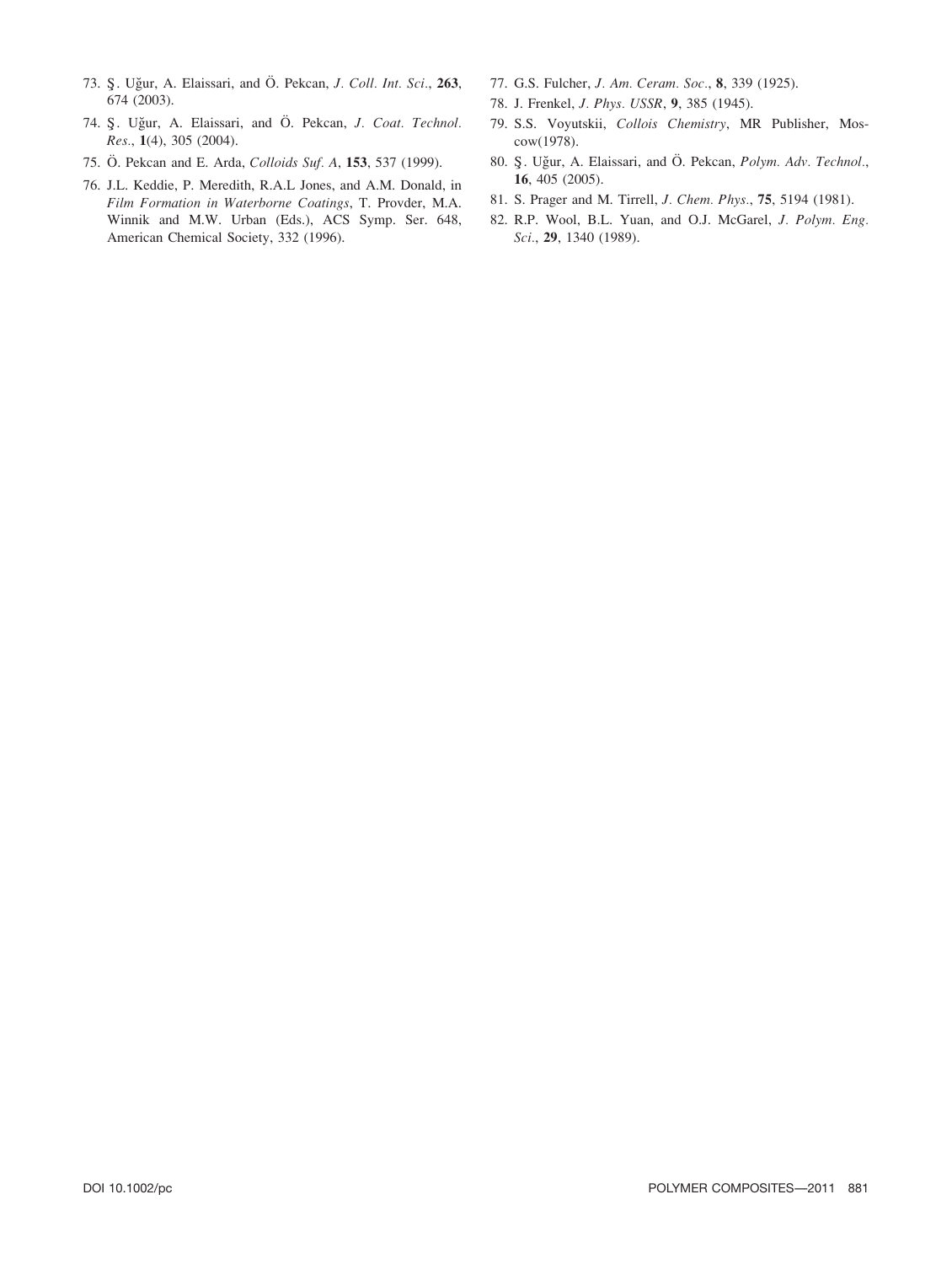73. Ş. Uğur, A. Elaissari, and Ö. Pekcan, *J. Coll. Int. Sci.*, **263**, 674 (2003).
74. Ş. Uğur, A. Elaissari, and Ö. Pekcan, *J. Coat. Technol. Res.*, **1**(4), 305 (2004).
75. Ö. Pekcan and E. Arda, *Colloids Suf. A*, **153**, 537 (1999).
76. J.L. Keddie, P. Meredith, R.A.L Jones, and A.M. Donald, in *Film Formation in Waterborne Coatings*, T. Provder, M.A. Winnik and M.W. Urban (Eds.), ACS Symp. Ser. 648, American Chemical Society, 332 (1996).
77. G.S. Fulcher, *J. Am. Ceram. Soc.*, **8**, 339 (1925).
78. J. Frenkel, *J. Phys. USSR*, **9**, 385 (1945).
79. S.S. Voyutskii, *Collois Chemistry*, MR Publisher, Moscow(1978).
80. Ş. Uğur, A. Elaissari, and Ö. Pekcan, *Polym. Adv. Technol.*, **16**, 405 (2005).
81. S. Prager and M. Tirrell, *J. Chem. Phys.*, **75**, 5194 (1981).
82. R.P. Wool, B.L. Yuan, and O.J. McGarel, *J. Polym. Eng. Sci.*, **29**, 1340 (1989).